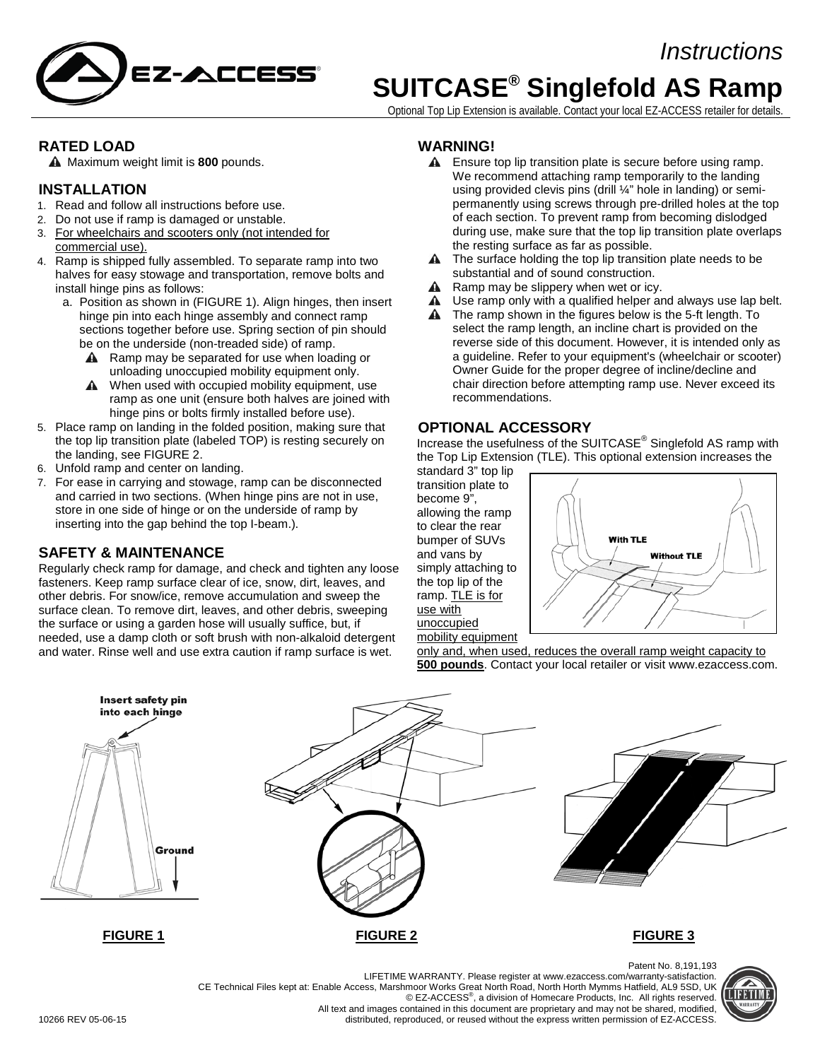# *Instructions*

# SUITCASE® Singlefold AS Ramp

Optional Top Lip Extension is available. Contact your local EZ-ACCESS retailer for details.

## RATED LOAD

⚠ Maximum weight limit is **800** pounds.

## INSTALLATION

1. Read and follow all instructions before use.
2. Do not use if ramp is damaged or unstable.
3. For wheelchairs and scooters only (not intended for commercial use).
4. Ramp is shipped fully assembled. To separate ramp into two halves for easy stowage and transportation, remove bolts and install hinge pins as follows:
   a. Position as shown in (FIGURE 1). Align hinges, then insert hinge pin into each hinge assembly and connect ramp sections together before use. Spring section of pin should be on the underside (non-treaded side) of ramp.
      - ⚠ Ramp may be separated for use when loading or unloading unoccupied mobility equipment only.
      - ⚠ When used with occupied mobility equipment, use ramp as one unit (ensure both halves are joined with hinge pins or bolts firmly installed before use).
5. Place ramp on landing in the folded position, making sure that the top lip transition plate (labeled TOP) is resting securely on the landing, see FIGURE 2.
6. Unfold ramp and center on landing.
7. For ease in carrying and stowage, ramp can be disconnected and carried in two sections. (When hinge pins are not in use, store in one side of hinge or on the underside of ramp by inserting into the gap behind the top I-beam.).

## SAFETY & MAINTENANCE

Regularly check ramp for damage, and check and tighten any loose fasteners. Keep ramp surface clear of ice, snow, dirt, leaves, and other debris. For snow/ice, remove accumulation and sweep the surface clean. To remove dirt, leaves, and other debris, sweeping the surface or using a garden hose will usually suffice, but, if needed, use a damp cloth or soft brush with non-alkaloid detergent and water. Rinse well and use extra caution if ramp surface is wet.

## WARNING!

- ⚠ Ensure top lip transition plate is secure before using ramp. We recommend attaching ramp temporarily to the landing using provided clevis pins (drill ¼" hole in landing) or semi-permanently using screws through pre-drilled holes at the top of each section. To prevent ramp from becoming dislodged during use, make sure that the top lip transition plate overlaps the resting surface as far as possible.
- ⚠ The surface holding the top lip transition plate needs to be substantial and of sound construction.
- ⚠ Ramp may be slippery when wet or icy.
- ⚠ Use ramp only with a qualified helper and always use lap belt.
- ⚠ The ramp shown in the figures below is the 5-ft length. To select the ramp length, an incline chart is provided on the reverse side of this document. However, it is intended only as a guideline. Refer to your equipment's (wheelchair or scooter) Owner Guide for the proper degree of incline/decline and chair direction before attempting ramp use. Never exceed its recommendations.

## OPTIONAL ACCESSORY

Increase the usefulness of the SUITCASE® Singlefold AS ramp with the Top Lip Extension (TLE). This optional extension increases the standard 3" top lip transition plate to become 9", allowing the ramp to clear the rear bumper of SUVs and vans by simply attaching to the top lip of the ramp. TLE is for use with unoccupied mobility equipment only and, when used, reduces the overall ramp weight capacity to **500 pounds**. Contact your local retailer or visit www.ezaccess.com.

With TLE

Without TLE

Insert safety pin into each hinge

Ground

**FIGURE 1**

**FIGURE 2**

**FIGURE 3**

Patent No. 8,191,193

LIFETIME WARRANTY. Please register at www.ezaccess.com/warranty-satisfaction.

CE Technical Files kept at: Enable Access, Marshmoor Works Great North Road, North Horth Mymms Hatfield, AL9 5SD, UK

© EZ-ACCESS®, a division of Homecare Products, Inc. All rights reserved.

All text and images contained in this document are proprietary and may not be shared, modified, distributed, reproduced, or reused without the express written permission of EZ-ACCESS.

10266 REV 05-06-15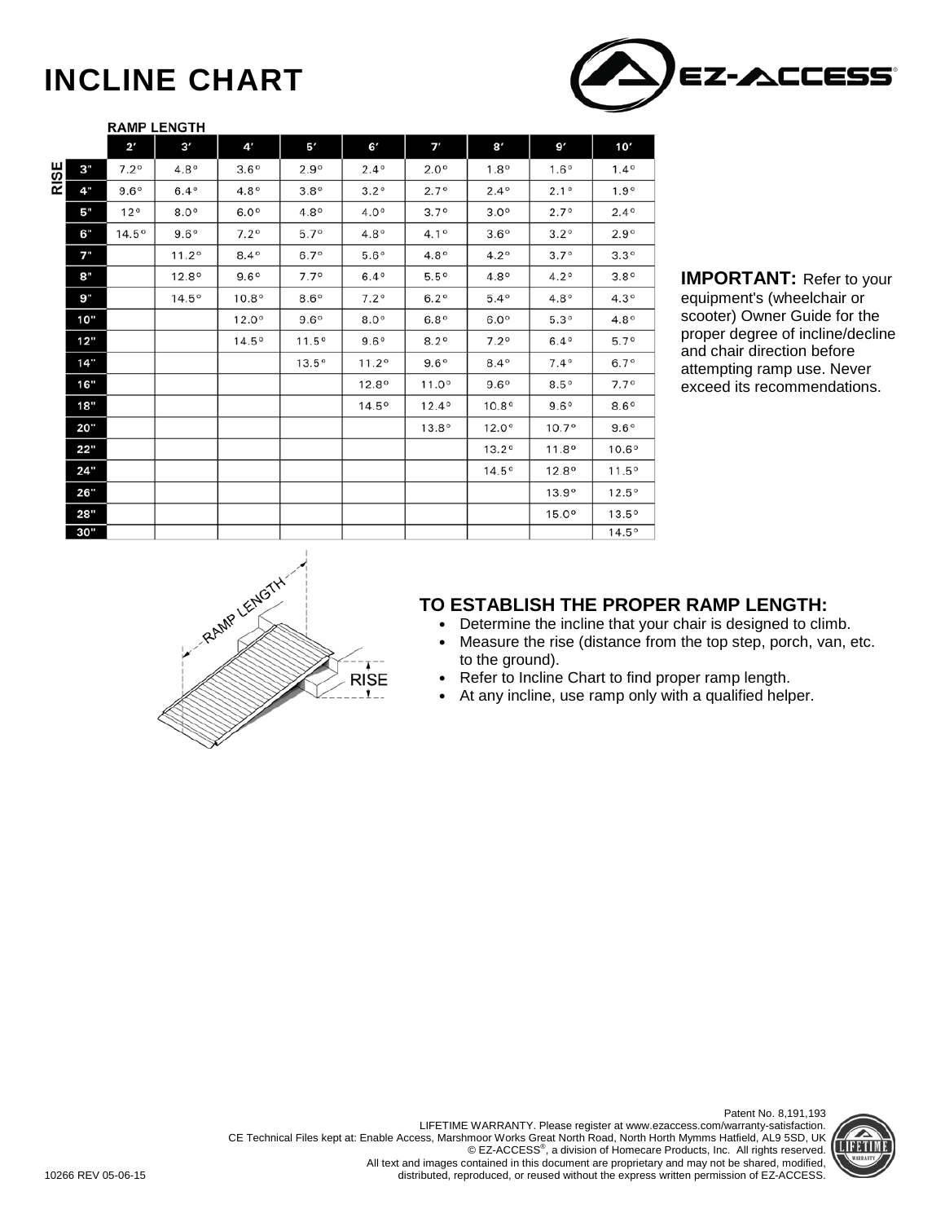# INCLINE CHART

RAMP LENGTH

| RISE | 2′ | 3′ | 4′ | 5′ | 6′ | 7′ | 8′ | 9′ | 10′ |
|---|---|---|---|---|---|---|---|---|---|
| 3" | 7.2° | 4.8° | 3.6° | 2.9° | 2.4° | 2.0° | 1.8° | 1.6° | 1.4° |
| 4" | 9.6° | 6.4° | 4.8° | 3.8° | 3.2° | 2.7° | 2.4° | 2.1° | 1.9° |
| 5" | 12° | 8.0° | 6.0° | 4.8° | 4.0° | 3.7° | 3.0° | 2.7° | 2.4° |
| 6" | 14.5° | 9.6° | 7.2° | 5.7° | 4.8° | 4.1° | 3.6° | 3.2° | 2.9° |
| 7" | | 11.2° | 8.4° | 6.7° | 5.6° | 4.8° | 4.2° | 3.7° | 3.3° |
| 8" | | 12.8° | 9.6° | 7.7° | 6.4° | 5.5° | 4.8° | 4.2° | 3.8° |
| 9" | | 14.5° | 10.8° | 8.6° | 7.2° | 6.2° | 5.4° | 4.8° | 4.3° |
| 10" | | | 12.0° | 9.6° | 8.0° | 6.8° | 6.0° | 5.3° | 4.8° |
| 12" | | | 14.5° | 11.5° | 9.6° | 8.2° | 7.2° | 6.4° | 5.7° |
| 14" | | | | 13.5° | 11.2° | 9.6° | 8.4° | 7.4° | 6.7° |
| 16" | | | | | 12.8° | 11.0° | 9.6° | 8.5° | 7.7° |
| 18" | | | | | 14.5° | 12.4° | 10.8° | 9.6° | 8.6° |
| 20" | | | | | | 13.8° | 12.0° | 10.7° | 9.6° |
| 22" | | | | | | | 13.2° | 11.8° | 10.6° |
| 24" | | | | | | | 14.5° | 12.8° | 11.5° |
| 26" | | | | | | | | 13.9° | 12.5° |
| 28" | | | | | | | | 15.0° | 13.5° |
| 30" | | | | | | | | | 14.5° |

**IMPORTANT:** Refer to your equipment's (wheelchair or scooter) Owner Guide for the proper degree of incline/decline and chair direction before attempting ramp use. Never exceed its recommendations.

RAMP LENGTH

RISE

### TO ESTABLISH THE PROPER RAMP LENGTH:

- Determine the incline that your chair is designed to climb.
- Measure the rise (distance from the top step, porch, van, etc. to the ground).
- Refer to Incline Chart to find proper ramp length.
- At any incline, use ramp only with a qualified helper.

Patent No. 8,191,193
LIFETIME WARRANTY. Please register at www.ezaccess.com/warranty-satisfaction.
CE Technical Files kept at: Enable Access, Marshmoor Works Great North Road, North Horth Mymms Hatfield, AL9 5SD, UK
© EZ-ACCESS®, a division of Homecare Products, Inc. All rights reserved.
All text and images contained in this document are proprietary and may not be shared, modified, distributed, reproduced, or reused without the express written permission of EZ-ACCESS.

10266 REV 05-06-15